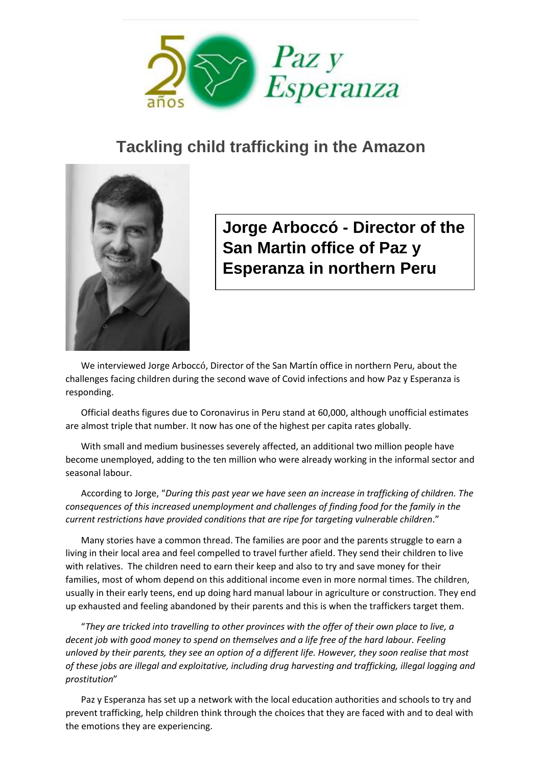# Tackling child trafficking in the Amazon

**Jorge Arboccó - Director of the San Martin office of Paz y Esperanza in northern Peru**

We interviewed Jorge Arboccó, Director of the San Martín office in northern Peru, about the challenges facing children during the second wave of Covid infections and how Paz y Esperanza is responding.

Official deaths figures due to Coronavirus in Peru stand at 60,000, although unofficial estimates are almost triple that number. It now has one of the highest per capita rates globally.

With small and medium businesses severely affected, an additional two million people have become unemployed, adding to the ten million who were already working in the informal sector and seasonal labour.

According to Jorge, "*During this past year we have seen an increase in trafficking of children. The consequences of this increased unemployment and challenges of finding food for the family in the current restrictions have provided conditions that are ripe for targeting vulnerable children*."

Many stories have a common thread. The families are poor and the parents struggle to earn a living in their local area and feel compelled to travel further afield. They send their children to live with relatives. The children need to earn their keep and also to try and save money for their families, most of whom depend on this additional income even in more normal times. The children, usually in their early teens, end up doing hard manual labour in agriculture or construction. They end up exhausted and feeling abandoned by their parents and this is when the traffickers target them.

"*They are tricked into travelling to other provinces with the offer of their own place to live, a decent job with good money to spend on themselves and a life free of the hard labour. Feeling unloved by their parents, they see an option of a different life. However, they soon realise that most of these jobs are illegal and exploitative, including drug harvesting and trafficking, illegal logging and prostitution*"

Paz y Esperanza has set up a network with the local education authorities and schools to try and prevent trafficking, help children think through the choices that they are faced with and to deal with the emotions they are experiencing.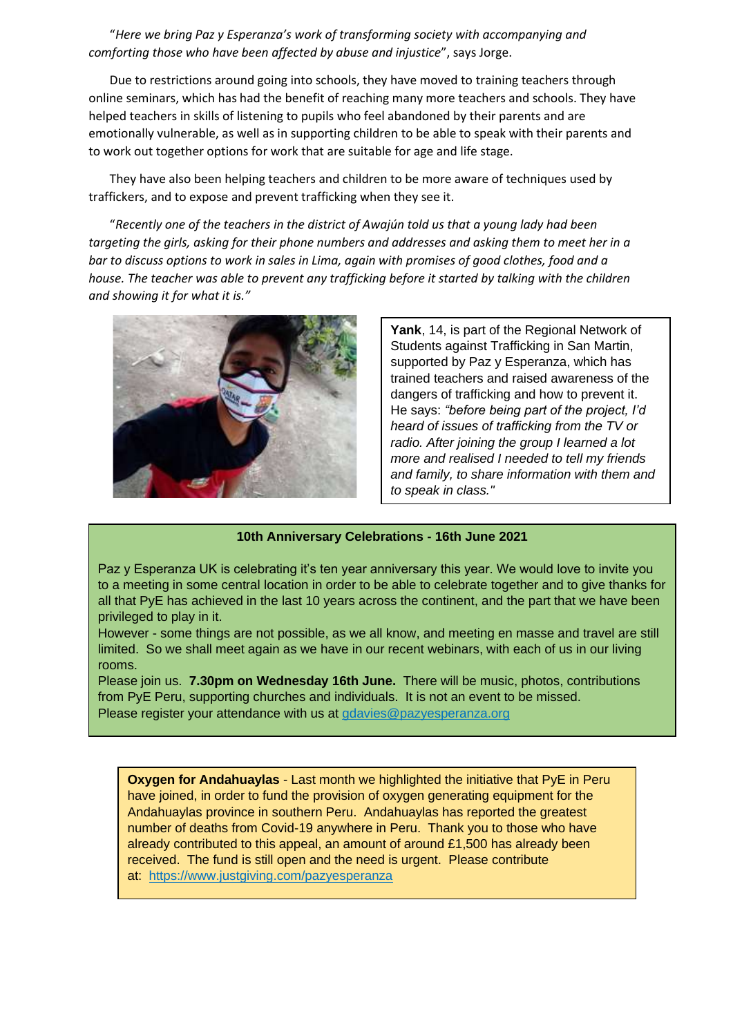"*Here we bring Paz y Esperanza's work of transforming society with accompanying and comforting those who have been affected by abuse and injustice*", says Jorge.

Due to restrictions around going into schools, they have moved to training teachers through online seminars, which has had the benefit of reaching many more teachers and schools. They have helped teachers in skills of listening to pupils who feel abandoned by their parents and are emotionally vulnerable, as well as in supporting children to be able to speak with their parents and to work out together options for work that are suitable for age and life stage.

They have also been helping teachers and children to be more aware of techniques used by traffickers, and to expose and prevent trafficking when they see it.

"*Recently one of the teachers in the district of Awajún told us that a young lady had been targeting the girls, asking for their phone numbers and addresses and asking them to meet her in a bar to discuss options to work in sales in Lima, again with promises of good clothes, food and a house. The teacher was able to prevent any trafficking before it started by talking with the children and showing it for what it is."*

**Yank**, 14, is part of the Regional Network of Students against Trafficking in San Martin, supported by Paz y Esperanza, which has trained teachers and raised awareness of the dangers of trafficking and how to prevent it. He says: *"before being part of the project, I'd heard of issues of trafficking from the TV or radio. After joining the group I learned a lot more and realised I needed to tell my friends and family, to share information with them and to speak in class."*

**10th Anniversary Celebrations - 16th June 2021**

Paz y Esperanza UK is celebrating it's ten year anniversary this year. We would love to invite you to a meeting in some central location in order to be able to celebrate together and to give thanks for all that PyE has achieved in the last 10 years across the continent, and the part that we have been privileged to play in it.

However - some things are not possible, as we all know, and meeting en masse and travel are still limited. So we shall meet again as we have in our recent webinars, with each of us in our living rooms.

Please join us. **7.30pm on Wednesday 16th June.** There will be music, photos, contributions from PyE Peru, supporting churches and individuals. It is not an event to be missed.

Please register your attendance with us at gdavies@pazyesperanza.org

**Oxygen for Andahuaylas** - Last month we highlighted the initiative that PyE in Peru have joined, in order to fund the provision of oxygen generating equipment for the Andahuaylas province in southern Peru. Andahuaylas has reported the greatest number of deaths from Covid-19 anywhere in Peru. Thank you to those who have already contributed to this appeal, an amount of around £1,500 has already been received. The fund is still open and the need is urgent. Please contribute at: https://www.justgiving.com/pazyesperanza